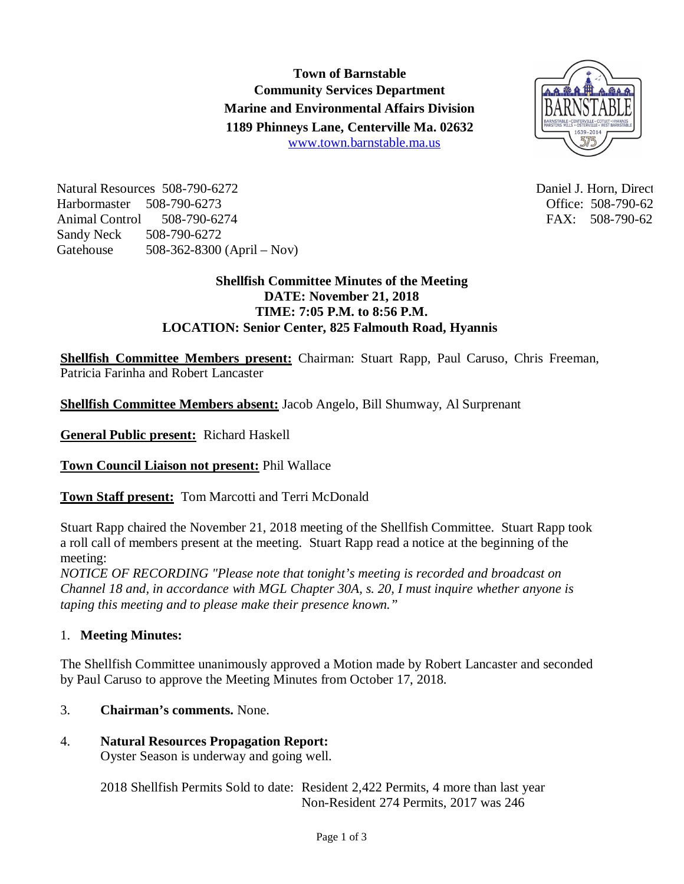**Town of Barnstable**
**Community Services Department**
**Marine and Environmental Affairs Division**
**1189 Phinneys Lane, Centerville Ma. 02632**
www.town.barnstable.ma.us

Natural Resources 508-790-6272
Harbormaster 508-790-6273
Animal Control 508-790-6274
Sandy Neck 508-790-6272
Gatehouse 508-362-8300 (April – Nov)

Daniel J. Horn, Direct
Office: 508-790-62
FAX: 508-790-62

**Shellfish Committee Minutes of the Meeting**
**DATE: November 21, 2018**
**TIME: 7:05 P.M. to 8:56 P.M.**
**LOCATION: Senior Center, 825 Falmouth Road, Hyannis**

**Shellfish Committee Members present:** Chairman: Stuart Rapp, Paul Caruso, Chris Freeman, Patricia Farinha and Robert Lancaster

**Shellfish Committee Members absent:** Jacob Angelo, Bill Shumway, Al Surprenant

**General Public present:** Richard Haskell

**Town Council Liaison not present:** Phil Wallace

**Town Staff present:** Tom Marcotti and Terri McDonald

Stuart Rapp chaired the November 21, 2018 meeting of the Shellfish Committee. Stuart Rapp took a roll call of members present at the meeting. Stuart Rapp read a notice at the beginning of the meeting:
*NOTICE OF RECORDING "Please note that tonight's meeting is recorded and broadcast on Channel 18 and, in accordance with MGL Chapter 30A, s. 20, I must inquire whether anyone is taping this meeting and to please make their presence known."*

1. **Meeting Minutes:**

The Shellfish Committee unanimously approved a Motion made by Robert Lancaster and seconded by Paul Caruso to approve the Meeting Minutes from October 17, 2018.

3. **Chairman's comments.** None.

4. **Natural Resources Propagation Report:**
Oyster Season is underway and going well.

2018 Shellfish Permits Sold to date: Resident 2,422 Permits, 4 more than last year
Non-Resident 274 Permits, 2017 was 246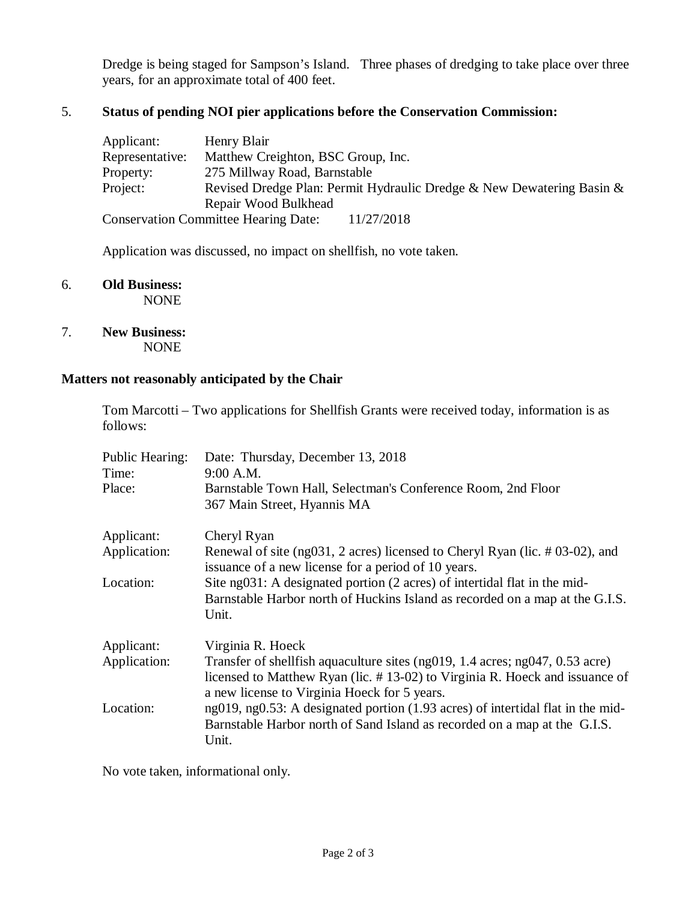Dredge is being staged for Sampson's Island. Three phases of dredging to take place over three years, for an approximate total of 400 feet.

5. **Status of pending NOI pier applications before the Conservation Commission:**

   Applicant: Henry Blair
   Representative: Matthew Creighton, BSC Group, Inc.
   Property: 275 Millway Road, Barnstable
   Project: Revised Dredge Plan: Permit Hydraulic Dredge & New Dewatering Basin & Repair Wood Bulkhead
   Conservation Committee Hearing Date: 11/27/2018

   Application was discussed, no impact on shellfish, no vote taken.

6. **Old Business:**
   NONE

7. **New Business:**
   NONE

**Matters not reasonably anticipated by the Chair**

Tom Marcotti – Two applications for Shellfish Grants were received today, information is as follows:

Public Hearing: Date: Thursday, December 13, 2018
Time: 9:00 A.M.
Place: Barnstable Town Hall, Selectman's Conference Room, 2nd Floor
367 Main Street, Hyannis MA

Applicant: Cheryl Ryan
Application: Renewal of site (ng031, 2 acres) licensed to Cheryl Ryan (lic. # 03-02), and issuance of a new license for a period of 10 years.
Location: Site ng031: A designated portion (2 acres) of intertidal flat in the mid-Barnstable Harbor north of Huckins Island as recorded on a map at the G.I.S. Unit.

Applicant: Virginia R. Hoeck
Application: Transfer of shellfish aquaculture sites (ng019, 1.4 acres; ng047, 0.53 acre) licensed to Matthew Ryan (lic. # 13-02) to Virginia R. Hoeck and issuance of a new license to Virginia Hoeck for 5 years.
Location: ng019, ng0.53: A designated portion (1.93 acres) of intertidal flat in the mid-Barnstable Harbor north of Sand Island as recorded on a map at the G.I.S. Unit.

No vote taken, informational only.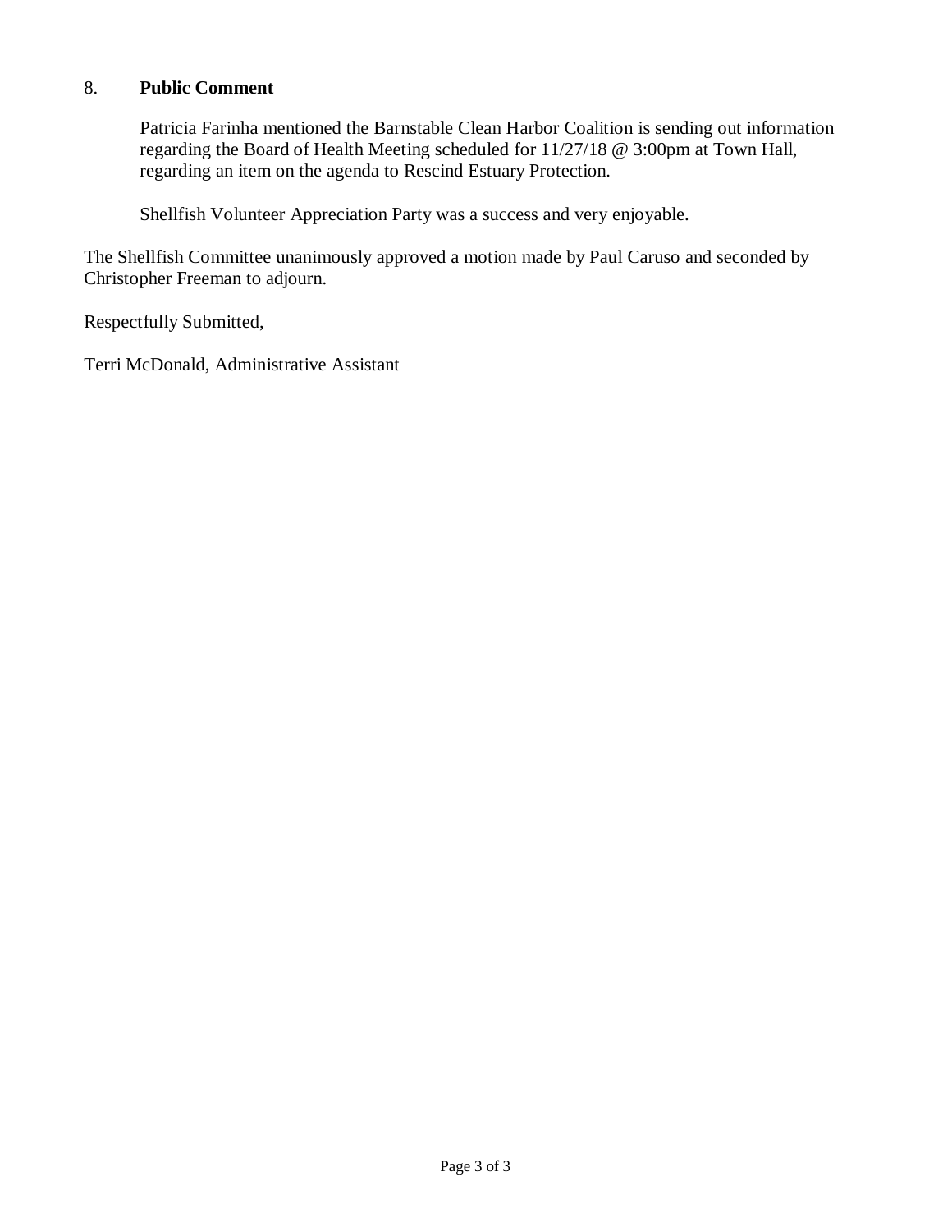8. **Public Comment**

Patricia Farinha mentioned the Barnstable Clean Harbor Coalition is sending out information regarding the Board of Health Meeting scheduled for 11/27/18 @ 3:00pm at Town Hall, regarding an item on the agenda to Rescind Estuary Protection.

Shellfish Volunteer Appreciation Party was a success and very enjoyable.

The Shellfish Committee unanimously approved a motion made by Paul Caruso and seconded by Christopher Freeman to adjourn.

Respectfully Submitted,

Terri McDonald, Administrative Assistant